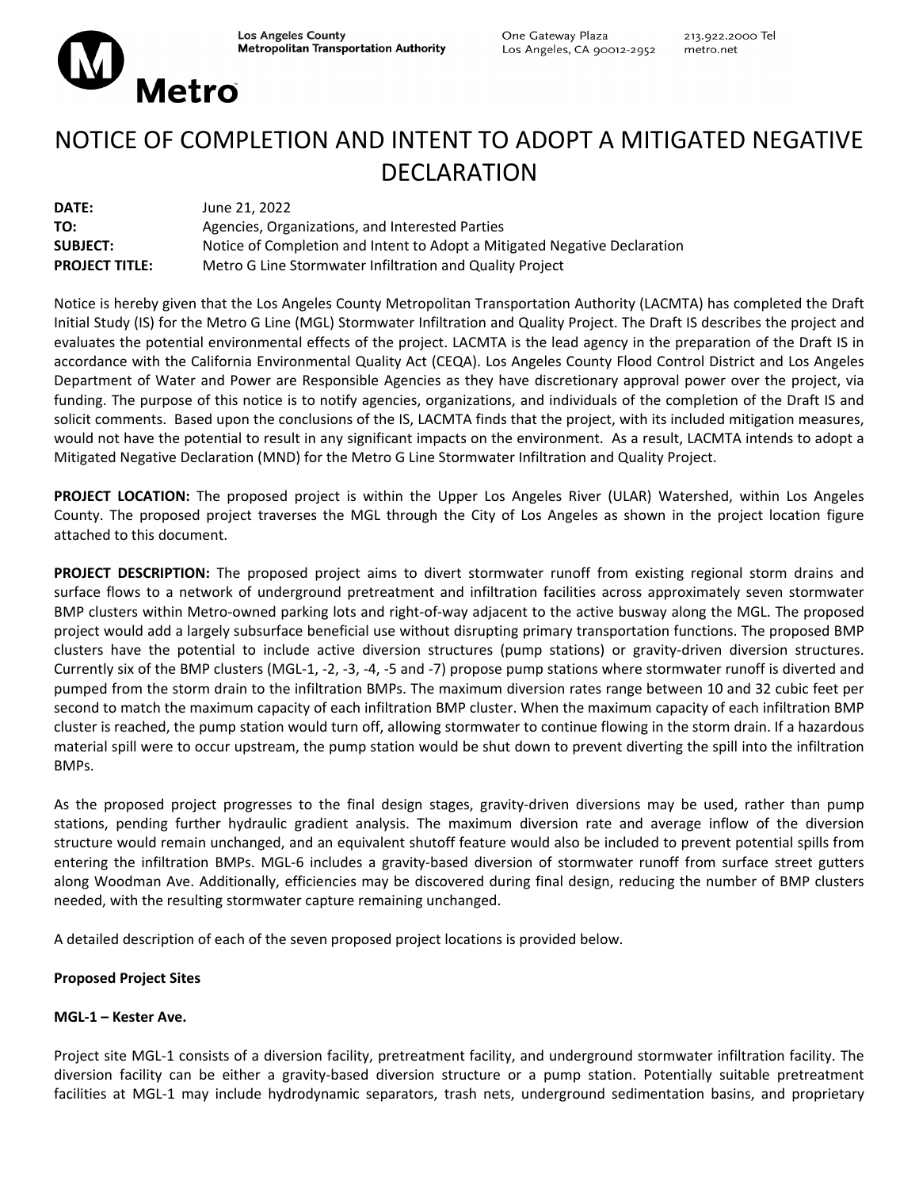Los Angeles County
Metropolitan Transportation Authority

One Gateway Plaza
Los Angeles, CA 90012-2952

213.922.2000 Tel
metro.net

**Metro**

# NOTICE OF COMPLETION AND INTENT TO ADOPT A MITIGATED NEGATIVE DECLARATION

**DATE:** June 21, 2022
**TO:** Agencies, Organizations, and Interested Parties
**SUBJECT:** Notice of Completion and Intent to Adopt a Mitigated Negative Declaration
**PROJECT TITLE:** Metro G Line Stormwater Infiltration and Quality Project

Notice is hereby given that the Los Angeles County Metropolitan Transportation Authority (LACMTA) has completed the Draft Initial Study (IS) for the Metro G Line (MGL) Stormwater Infiltration and Quality Project. The Draft IS describes the project and evaluates the potential environmental effects of the project. LACMTA is the lead agency in the preparation of the Draft IS in accordance with the California Environmental Quality Act (CEQA). Los Angeles County Flood Control District and Los Angeles Department of Water and Power are Responsible Agencies as they have discretionary approval power over the project, via funding. The purpose of this notice is to notify agencies, organizations, and individuals of the completion of the Draft IS and solicit comments. Based upon the conclusions of the IS, LACMTA finds that the project, with its included mitigation measures, would not have the potential to result in any significant impacts on the environment. As a result, LACMTA intends to adopt a Mitigated Negative Declaration (MND) for the Metro G Line Stormwater Infiltration and Quality Project.

**PROJECT LOCATION:** The proposed project is within the Upper Los Angeles River (ULAR) Watershed, within Los Angeles County. The proposed project traverses the MGL through the City of Los Angeles as shown in the project location figure attached to this document.

**PROJECT DESCRIPTION:** The proposed project aims to divert stormwater runoff from existing regional storm drains and surface flows to a network of underground pretreatment and infiltration facilities across approximately seven stormwater BMP clusters within Metro-owned parking lots and right-of-way adjacent to the active busway along the MGL. The proposed project would add a largely subsurface beneficial use without disrupting primary transportation functions. The proposed BMP clusters have the potential to include active diversion structures (pump stations) or gravity-driven diversion structures. Currently six of the BMP clusters (MGL-1, -2, -3, -4, -5 and -7) propose pump stations where stormwater runoff is diverted and pumped from the storm drain to the infiltration BMPs. The maximum diversion rates range between 10 and 32 cubic feet per second to match the maximum capacity of each infiltration BMP cluster. When the maximum capacity of each infiltration BMP cluster is reached, the pump station would turn off, allowing stormwater to continue flowing in the storm drain. If a hazardous material spill were to occur upstream, the pump station would be shut down to prevent diverting the spill into the infiltration BMPs.

As the proposed project progresses to the final design stages, gravity-driven diversions may be used, rather than pump stations, pending further hydraulic gradient analysis. The maximum diversion rate and average inflow of the diversion structure would remain unchanged, and an equivalent shutoff feature would also be included to prevent potential spills from entering the infiltration BMPs. MGL-6 includes a gravity-based diversion of stormwater runoff from surface street gutters along Woodman Ave. Additionally, efficiencies may be discovered during final design, reducing the number of BMP clusters needed, with the resulting stormwater capture remaining unchanged.

A detailed description of each of the seven proposed project locations is provided below.

**Proposed Project Sites**

**MGL-1 – Kester Ave.**

Project site MGL-1 consists of a diversion facility, pretreatment facility, and underground stormwater infiltration facility. The diversion facility can be either a gravity-based diversion structure or a pump station. Potentially suitable pretreatment facilities at MGL-1 may include hydrodynamic separators, trash nets, underground sedimentation basins, and proprietary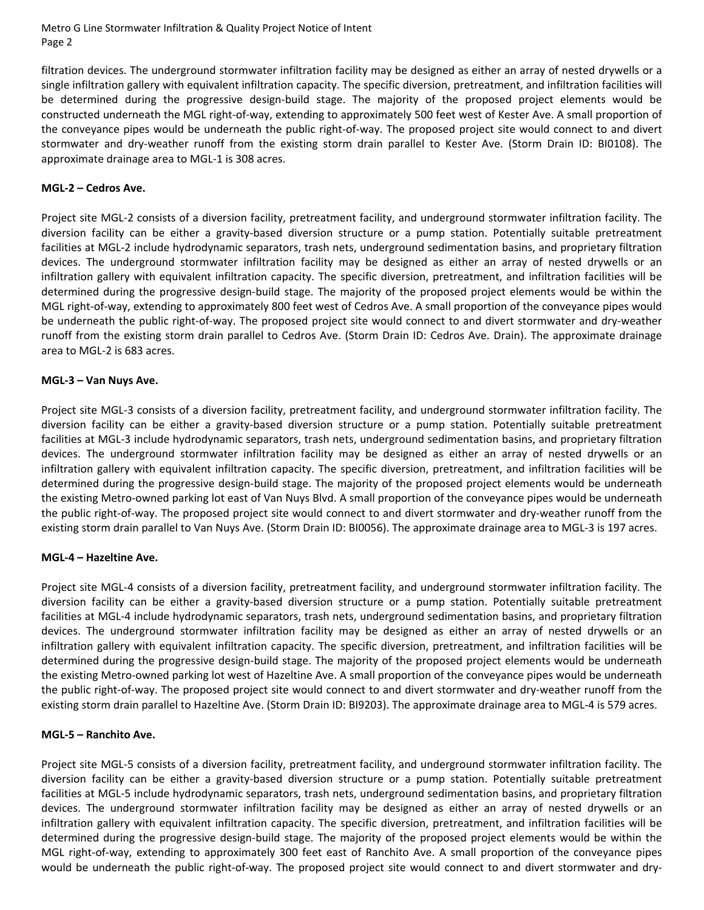filtration devices. The underground stormwater infiltration facility may be designed as either an array of nested drywells or a single infiltration gallery with equivalent infiltration capacity. The specific diversion, pretreatment, and infiltration facilities will be determined during the progressive design-build stage. The majority of the proposed project elements would be constructed underneath the MGL right-of-way, extending to approximately 500 feet west of Kester Ave. A small proportion of the conveyance pipes would be underneath the public right-of-way. The proposed project site would connect to and divert stormwater and dry-weather runoff from the existing storm drain parallel to Kester Ave. (Storm Drain ID: BI0108). The approximate drainage area to MGL-1 is 308 acres.

**MGL-2 – Cedros Ave.**

Project site MGL-2 consists of a diversion facility, pretreatment facility, and underground stormwater infiltration facility. The diversion facility can be either a gravity-based diversion structure or a pump station. Potentially suitable pretreatment facilities at MGL-2 include hydrodynamic separators, trash nets, underground sedimentation basins, and proprietary filtration devices. The underground stormwater infiltration facility may be designed as either an array of nested drywells or an infiltration gallery with equivalent infiltration capacity. The specific diversion, pretreatment, and infiltration facilities will be determined during the progressive design-build stage. The majority of the proposed project elements would be within the MGL right-of-way, extending to approximately 800 feet west of Cedros Ave. A small proportion of the conveyance pipes would be underneath the public right-of-way. The proposed project site would connect to and divert stormwater and dry-weather runoff from the existing storm drain parallel to Cedros Ave. (Storm Drain ID: Cedros Ave. Drain). The approximate drainage area to MGL-2 is 683 acres.

**MGL-3 – Van Nuys Ave.**

Project site MGL-3 consists of a diversion facility, pretreatment facility, and underground stormwater infiltration facility. The diversion facility can be either a gravity-based diversion structure or a pump station. Potentially suitable pretreatment facilities at MGL-3 include hydrodynamic separators, trash nets, underground sedimentation basins, and proprietary filtration devices. The underground stormwater infiltration facility may be designed as either an array of nested drywells or an infiltration gallery with equivalent infiltration capacity. The specific diversion, pretreatment, and infiltration facilities will be determined during the progressive design-build stage. The majority of the proposed project elements would be underneath the existing Metro-owned parking lot east of Van Nuys Blvd. A small proportion of the conveyance pipes would be underneath the public right-of-way. The proposed project site would connect to and divert stormwater and dry-weather runoff from the existing storm drain parallel to Van Nuys Ave. (Storm Drain ID: BI0056). The approximate drainage area to MGL-3 is 197 acres.

**MGL-4 – Hazeltine Ave.**

Project site MGL-4 consists of a diversion facility, pretreatment facility, and underground stormwater infiltration facility. The diversion facility can be either a gravity-based diversion structure or a pump station. Potentially suitable pretreatment facilities at MGL-4 include hydrodynamic separators, trash nets, underground sedimentation basins, and proprietary filtration devices. The underground stormwater infiltration facility may be designed as either an array of nested drywells or an infiltration gallery with equivalent infiltration capacity. The specific diversion, pretreatment, and infiltration facilities will be determined during the progressive design-build stage. The majority of the proposed project elements would be underneath the existing Metro-owned parking lot west of Hazeltine Ave. A small proportion of the conveyance pipes would be underneath the public right-of-way. The proposed project site would connect to and divert stormwater and dry-weather runoff from the existing storm drain parallel to Hazeltine Ave. (Storm Drain ID: BI9203). The approximate drainage area to MGL-4 is 579 acres.

**MGL-5 – Ranchito Ave.**

Project site MGL-5 consists of a diversion facility, pretreatment facility, and underground stormwater infiltration facility. The diversion facility can be either a gravity-based diversion structure or a pump station. Potentially suitable pretreatment facilities at MGL-5 include hydrodynamic separators, trash nets, underground sedimentation basins, and proprietary filtration devices. The underground stormwater infiltration facility may be designed as either an array of nested drywells or an infiltration gallery with equivalent infiltration capacity. The specific diversion, pretreatment, and infiltration facilities will be determined during the progressive design-build stage. The majority of the proposed project elements would be within the MGL right-of-way, extending to approximately 300 feet east of Ranchito Ave. A small proportion of the conveyance pipes would be underneath the public right-of-way. The proposed project site would connect to and divert stormwater and dry-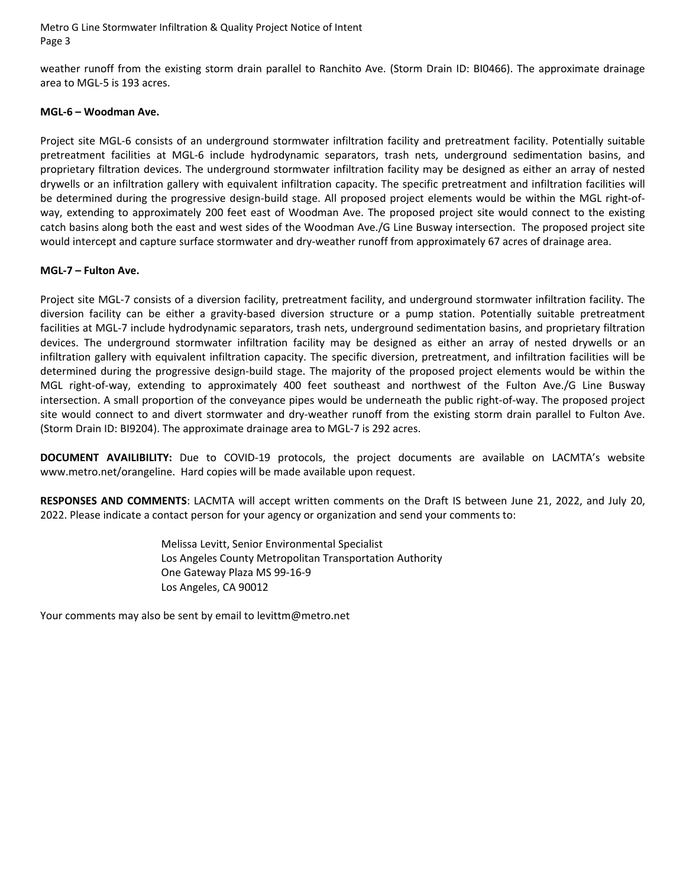weather runoff from the existing storm drain parallel to Ranchito Ave. (Storm Drain ID: BI0466). The approximate drainage area to MGL-5 is 193 acres.

**MGL-6 – Woodman Ave.**

Project site MGL-6 consists of an underground stormwater infiltration facility and pretreatment facility. Potentially suitable pretreatment facilities at MGL-6 include hydrodynamic separators, trash nets, underground sedimentation basins, and proprietary filtration devices. The underground stormwater infiltration facility may be designed as either an array of nested drywells or an infiltration gallery with equivalent infiltration capacity. The specific pretreatment and infiltration facilities will be determined during the progressive design-build stage. All proposed project elements would be within the MGL right-of-way, extending to approximately 200 feet east of Woodman Ave. The proposed project site would connect to the existing catch basins along both the east and west sides of the Woodman Ave./G Line Busway intersection. The proposed project site would intercept and capture surface stormwater and dry-weather runoff from approximately 67 acres of drainage area.

**MGL-7 – Fulton Ave.**

Project site MGL-7 consists of a diversion facility, pretreatment facility, and underground stormwater infiltration facility. The diversion facility can be either a gravity-based diversion structure or a pump station. Potentially suitable pretreatment facilities at MGL-7 include hydrodynamic separators, trash nets, underground sedimentation basins, and proprietary filtration devices. The underground stormwater infiltration facility may be designed as either an array of nested drywells or an infiltration gallery with equivalent infiltration capacity. The specific diversion, pretreatment, and infiltration facilities will be determined during the progressive design-build stage. The majority of the proposed project elements would be within the MGL right-of-way, extending to approximately 400 feet southeast and northwest of the Fulton Ave./G Line Busway intersection. A small proportion of the conveyance pipes would be underneath the public right-of-way. The proposed project site would connect to and divert stormwater and dry-weather runoff from the existing storm drain parallel to Fulton Ave. (Storm Drain ID: BI9204). The approximate drainage area to MGL-7 is 292 acres.

**DOCUMENT AVAILIBILITY:** Due to COVID-19 protocols, the project documents are available on LACMTA's website www.metro.net/orangeline. Hard copies will be made available upon request.

**RESPONSES AND COMMENTS**: LACMTA will accept written comments on the Draft IS between June 21, 2022, and July 20, 2022. Please indicate a contact person for your agency or organization and send your comments to:

Melissa Levitt, Senior Environmental Specialist
Los Angeles County Metropolitan Transportation Authority
One Gateway Plaza MS 99-16-9
Los Angeles, CA 90012

Your comments may also be sent by email to levittm@metro.net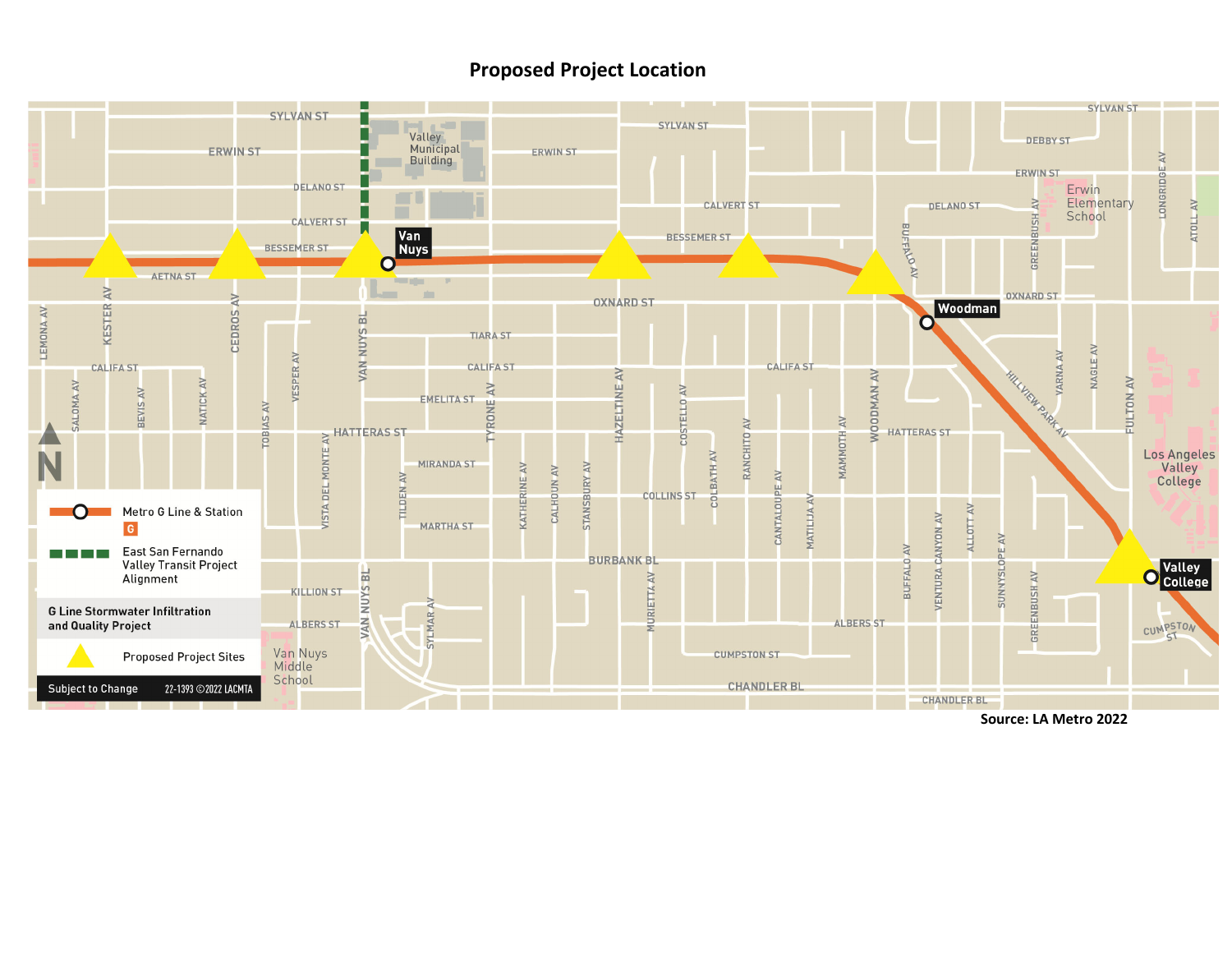# Proposed Project Location

Source: LA Metro 2022